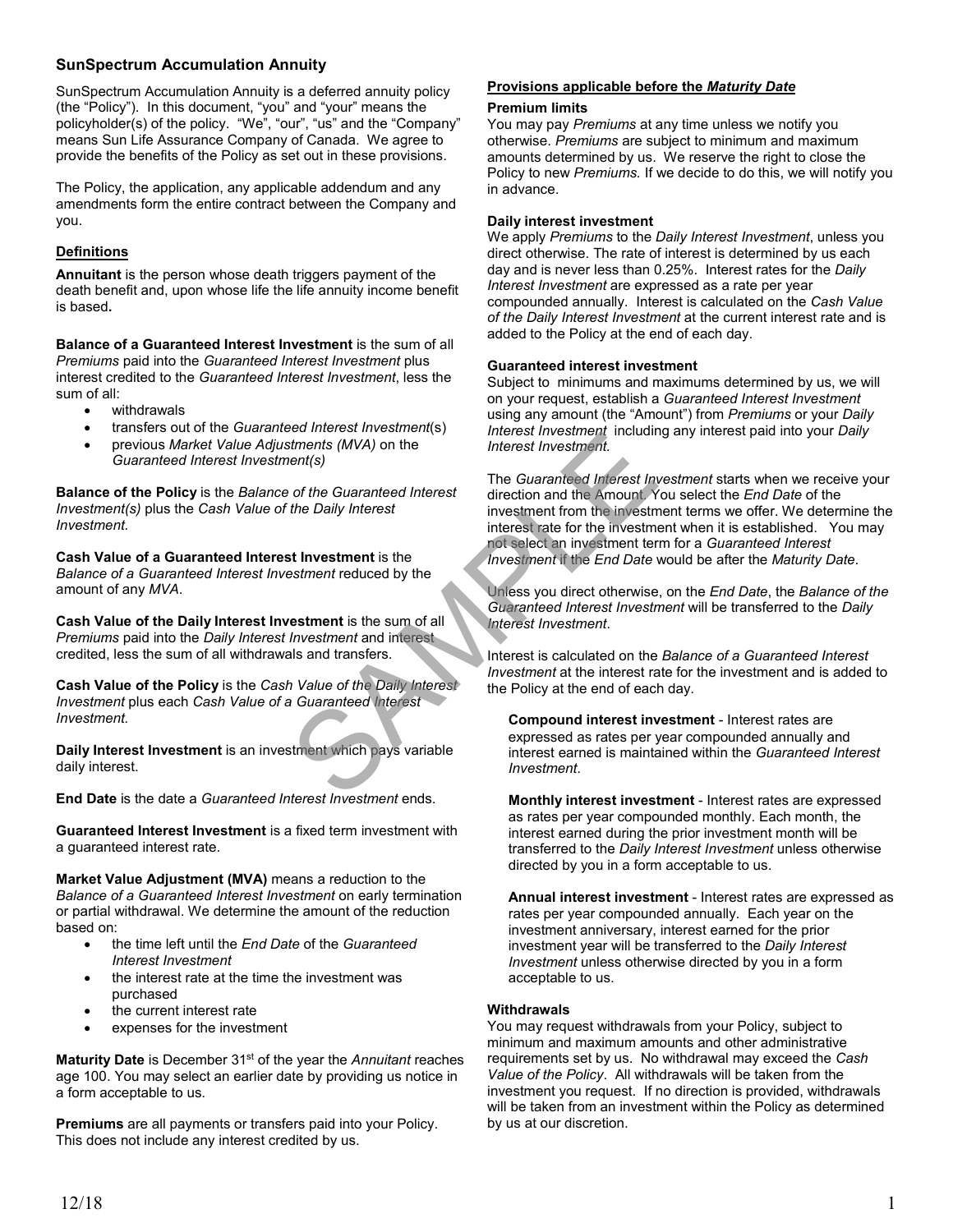# SunSpectrum Accumulation Annuity

SunSpectrum Accumulation Annuity is a deferred annuity policy (the "Policy"). In this document, "you" and "your" means the policyholder(s) of the policy. "We", "our", "us" and the "Company" means Sun Life Assurance Company of Canada. We agree to provide the benefits of the Policy as set out in these provisions.

The Policy, the application, any applicable addendum and any amendments form the entire contract between the Company and you.

## Definitions

**Annuitant** is the person whose death triggers payment of the death benefit and, upon whose life the life annuity income benefit is based**.**

**Balance of a Guaranteed Interest Investment** is the sum of all *Premiums* paid into the *Guaranteed Interest Investment* plus interest credited to the *Guaranteed Interest Investment*, less the sum of all:

- withdrawals
- transfers out of the *Guaranteed Interest Investment*(s)
- previous *Market Value Adjustments (MVA)* on the *Guaranteed Interest Investment(s)*

**Balance of the Policy** is the *Balance of the Guaranteed Interest Investment(s)* plus the *Cash Value of the Daily Interest Investment.*

**Cash Value of a Guaranteed Interest Investment** is the *Balance of a Guaranteed Interest Investment* reduced by the amount of any *MVA*.

**Cash Value of the Daily Interest Investment** is the sum of all *Premiums* paid into the *Daily Interest Investment* and interest credited, less the sum of all withdrawals and transfers.

**Cash Value of the Policy** is the *Cash Value of the Daily Interest Investment* plus each *Cash Value of a Guaranteed Interest Investment.*

**Daily Interest Investment** is an investment which pays variable daily interest.

**End Date** is the date a *Guaranteed Interest Investment* ends.

**Guaranteed Interest Investment** is a fixed term investment with a guaranteed interest rate.

**Market Value Adjustment (MVA)** means a reduction to the *Balance of a Guaranteed Interest Investment* on early termination or partial withdrawal. We determine the amount of the reduction based on:

- the time left until the *End Date* of the *Guaranteed Interest Investment*
- the interest rate at the time the investment was purchased
- the current interest rate
- expenses for the investment

**Maturity Date** is December 31st of the year the *Annuitant* reaches age 100. You may select an earlier date by providing us notice in a form acceptable to us.

**Premiums** are all payments or transfers paid into your Policy. This does not include any interest credited by us.

## Provisions applicable before the *Maturity Date*

### Premium limits

You may pay *Premiums* at any time unless we notify you otherwise. *Premiums* are subject to minimum and maximum amounts determined by us. We reserve the right to close the Policy to new *Premiums.* If we decide to do this, we will notify you in advance.

### Daily interest investment

We apply *Premiums* to the *Daily Interest Investment*, unless you direct otherwise. The rate of interest is determined by us each day and is never less than 0.25%. Interest rates for the *Daily Interest Investment* are expressed as a rate per year compounded annually. Interest is calculated on the *Cash Value of the Daily Interest Investment* at the current interest rate and is added to the Policy at the end of each day.

### Guaranteed interest investment

Subject to minimums and maximums determined by us, we will on your request, establish a *Guaranteed Interest Investment* using any amount (the "Amount") from *Premiums* or your *Daily Interest Investment* including any interest paid into your *Daily Interest Investment.*

The *Guaranteed Interest Investment* starts when we receive your direction and the Amount. You select the *End Date* of the investment from the investment terms we offer. We determine the interest rate for the investment when it is established. You may not select an investment term for a *Guaranteed Interest Investment* if the *End Date* would be after the *Maturity Date*.

Unless you direct otherwise, on the *End Date*, the *Balance of the Guaranteed Interest Investment* will be transferred to the *Daily Interest Investment*.

Interest is calculated on the *Balance of a Guaranteed Interest Investment* at the interest rate for the investment and is added to the Policy at the end of each day.

**Compound interest investment** - Interest rates are expressed as rates per year compounded annually and interest earned is maintained within the *Guaranteed Interest Investment*.

**Monthly interest investment** - Interest rates are expressed as rates per year compounded monthly. Each month, the interest earned during the prior investment month will be transferred to the *Daily Interest Investment* unless otherwise directed by you in a form acceptable to us.

**Annual interest investment** - Interest rates are expressed as rates per year compounded annually. Each year on the investment anniversary, interest earned for the prior investment year will be transferred to the *Daily Interest Investment* unless otherwise directed by you in a form acceptable to us.

### Withdrawals

You may request withdrawals from your Policy, subject to minimum and maximum amounts and other administrative requirements set by us. No withdrawal may exceed the *Cash Value of the Policy*. All withdrawals will be taken from the investment you request. If no direction is provided, withdrawals will be taken from an investment within the Policy as determined by us at our discretion.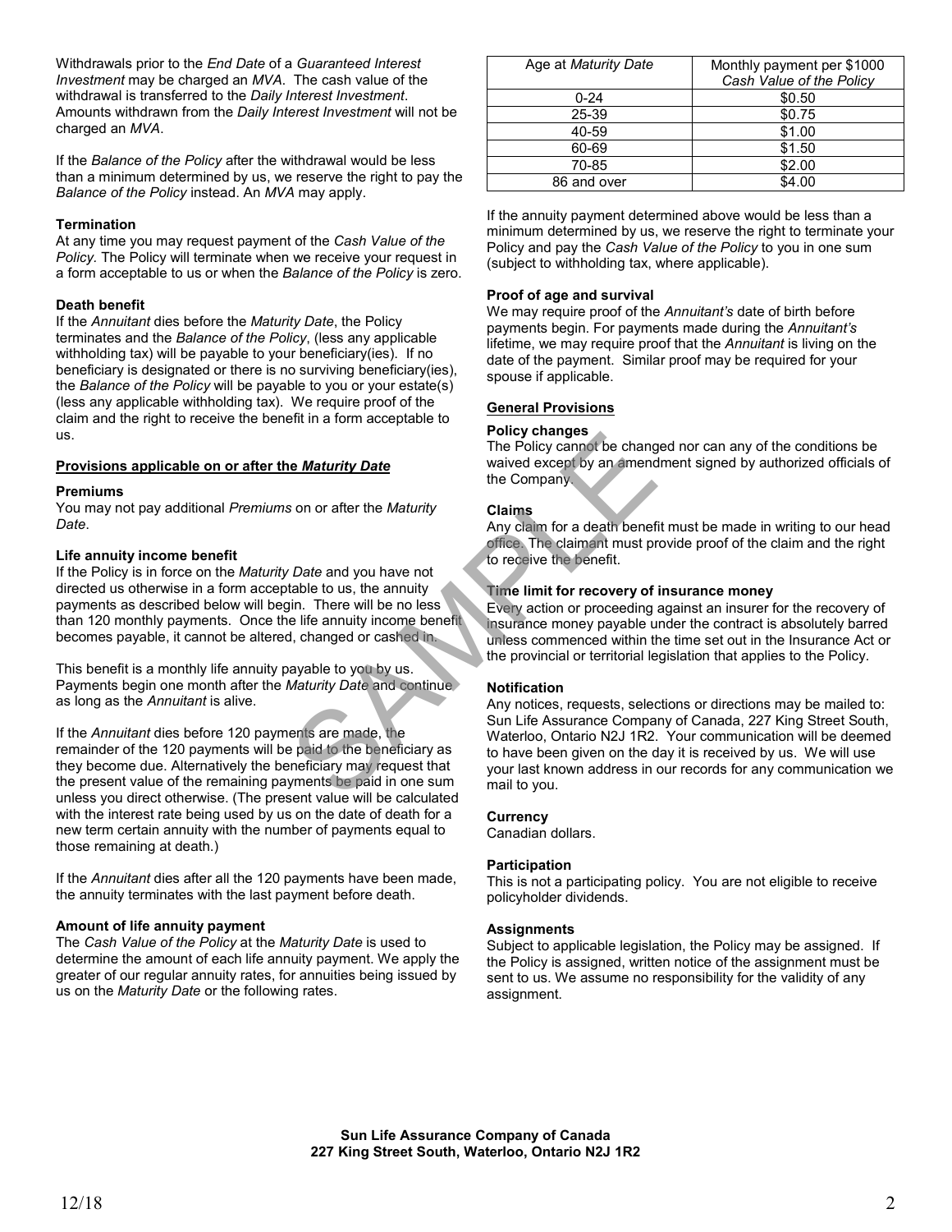Withdrawals prior to the *End Date* of a *Guaranteed Interest Investment* may be charged an *MVA*. The cash value of the withdrawal is transferred to the *Daily Interest Investment*. Amounts withdrawn from the *Daily Interest Investment* will not be charged an *MVA*.

If the *Balance of the Policy* after the withdrawal would be less than a minimum determined by us, we reserve the right to pay the *Balance of the Policy* instead. An *MVA* may apply.

**Termination**
At any time you may request payment of the *Cash Value of the Policy.* The Policy will terminate when we receive your request in a form acceptable to us or when the *Balance of the Policy* is zero.

**Death benefit**
If the *Annuitant* dies before the *Maturity Date*, the Policy terminates and the *Balance of the Policy*, (less any applicable withholding tax) will be payable to your beneficiary(ies). If no beneficiary is designated or there is no surviving beneficiary(ies), the *Balance of the Policy* will be payable to you or your estate(s) (less any applicable withholding tax). We require proof of the claim and the right to receive the benefit in a form acceptable to us.

## Provisions applicable on or after the *Maturity Date*

**Premiums**
You may not pay additional *Premiums* on or after the *Maturity Date*.

**Life annuity income benefit**
If the Policy is in force on the *Maturity Date* and you have not directed us otherwise in a form acceptable to us, the annuity payments as described below will begin. There will be no less than 120 monthly payments. Once the life annuity income benefit becomes payable, it cannot be altered, changed or cashed in.

This benefit is a monthly life annuity payable to you by us. Payments begin one month after the *Maturity Date* and continue as long as the *Annuitant* is alive.

If the *Annuitant* dies before 120 payments are made, the remainder of the 120 payments will be paid to the beneficiary as they become due. Alternatively the beneficiary may request that the present value of the remaining payments be paid in one sum unless you direct otherwise. (The present value will be calculated with the interest rate being used by us on the date of death for a new term certain annuity with the number of payments equal to those remaining at death.)

If the *Annuitant* dies after all the 120 payments have been made, the annuity terminates with the last payment before death.

**Amount of life annuity payment**
The *Cash Value of the Policy* at the *Maturity Date* is used to determine the amount of each life annuity payment. We apply the greater of our regular annuity rates, for annuities being issued by us on the *Maturity Date* or the following rates.

| Age at *Maturity Date* | Monthly payment per $1000 *Cash Value of the Policy* |
|---|---|
| 0-24 | $0.50 |
| 25-39 | $0.75 |
| 40-59 | $1.00 |
| 60-69 | $1.50 |
| 70-85 | $2.00 |
| 86 and over | $4.00 |

If the annuity payment determined above would be less than a minimum determined by us, we reserve the right to terminate your Policy and pay the *Cash Value of the Policy* to you in one sum (subject to withholding tax, where applicable).

**Proof of age and survival**
We may require proof of the *Annuitant's* date of birth before payments begin. For payments made during the *Annuitant's* lifetime, we may require proof that the *Annuitant* is living on the date of the payment. Similar proof may be required for your spouse if applicable.

## General Provisions

**Policy changes**
The Policy cannot be changed nor can any of the conditions be waived except by an amendment signed by authorized officials of the Company.

**Claims**
Any claim for a death benefit must be made in writing to our head office. The claimant must provide proof of the claim and the right to receive the benefit.

**Time limit for recovery of insurance money**
Every action or proceeding against an insurer for the recovery of insurance money payable under the contract is absolutely barred unless commenced within the time set out in the Insurance Act or the provincial or territorial legislation that applies to the Policy.

**Notification**
Any notices, requests, selections or directions may be mailed to: Sun Life Assurance Company of Canada, 227 King Street South, Waterloo, Ontario N2J 1R2. Your communication will be deemed to have been given on the day it is received by us. We will use your last known address in our records for any communication we mail to you.

**Currency**
Canadian dollars.

**Participation**
This is not a participating policy. You are not eligible to receive policyholder dividends.

**Assignments**
Subject to applicable legislation, the Policy may be assigned. If the Policy is assigned, written notice of the assignment must be sent to us. We assume no responsibility for the validity of any assignment.

**Sun Life Assurance Company of Canada**
**227 King Street South, Waterloo, Ontario N2J 1R2**

12/18